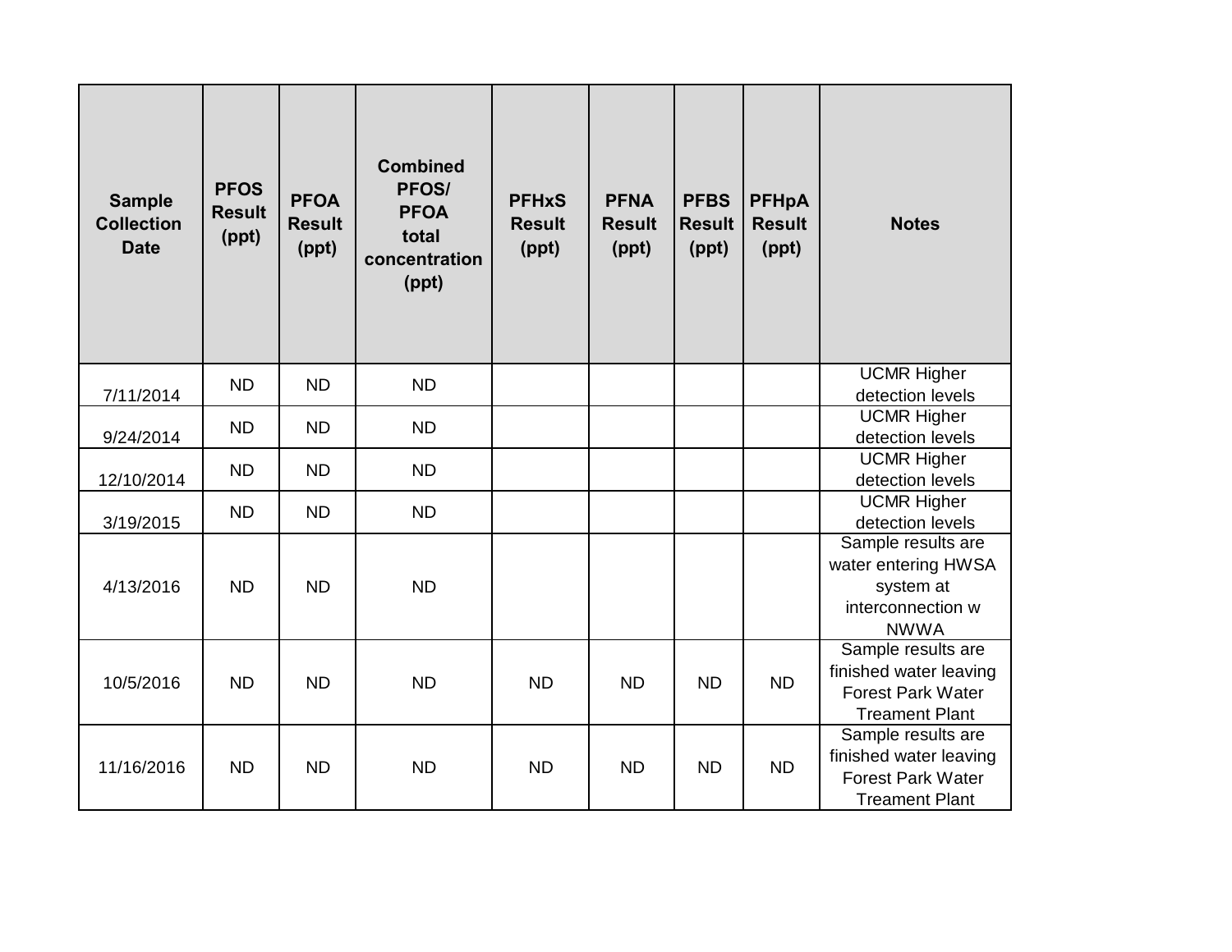| Sample Collection Date | PFOS Result (ppt) | PFOA Result (ppt) | Combined PFOS/ PFOA total concentration (ppt) | PFHxS Result (ppt) | PFNA Result (ppt) | PFBS Result (ppt) | PFHpA Result (ppt) | Notes |
|---|---|---|---|---|---|---|---|---|
| 7/11/2014 | ND | ND | ND | | | | | UCMR Higher detection levels |
| 9/24/2014 | ND | ND | ND | | | | | UCMR Higher detection levels |
| 12/10/2014 | ND | ND | ND | | | | | UCMR Higher detection levels |
| 3/19/2015 | ND | ND | ND | | | | | UCMR Higher detection levels |
| 4/13/2016 | ND | ND | ND | | | | | Sample results are water entering HWSA system at interconnection w NWWA |
| 10/5/2016 | ND | ND | ND | ND | ND | ND | ND | Sample results are finished water leaving Forest Park Water Treament Plant |
| 11/16/2016 | ND | ND | ND | ND | ND | ND | ND | Sample results are finished water leaving Forest Park Water Treament Plant |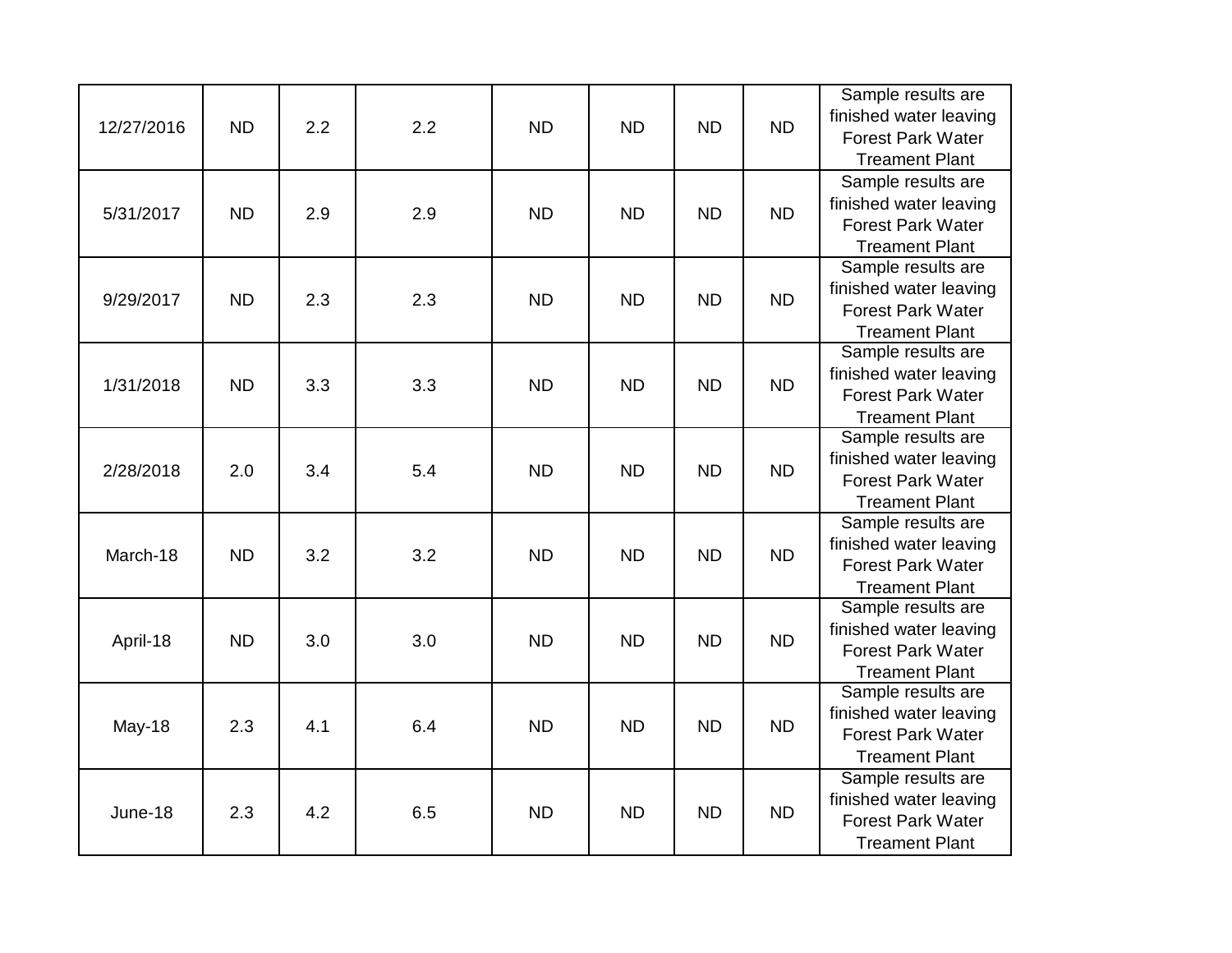| | | | | | | | | |
|---|---|---|---|---|---|---|---|---|
| 12/27/2016 | ND | 2.2 | 2.2 | ND | ND | ND | ND | Sample results are finished water leaving Forest Park Water Treament Plant |
| 5/31/2017 | ND | 2.9 | 2.9 | ND | ND | ND | ND | Sample results are finished water leaving Forest Park Water Treament Plant |
| 9/29/2017 | ND | 2.3 | 2.3 | ND | ND | ND | ND | Sample results are finished water leaving Forest Park Water Treament Plant |
| 1/31/2018 | ND | 3.3 | 3.3 | ND | ND | ND | ND | Sample results are finished water leaving Forest Park Water Treament Plant |
| 2/28/2018 | 2.0 | 3.4 | 5.4 | ND | ND | ND | ND | Sample results are finished water leaving Forest Park Water Treament Plant |
| March-18 | ND | 3.2 | 3.2 | ND | ND | ND | ND | Sample results are finished water leaving Forest Park Water Treament Plant |
| April-18 | ND | 3.0 | 3.0 | ND | ND | ND | ND | Sample results are finished water leaving Forest Park Water Treament Plant |
| May-18 | 2.3 | 4.1 | 6.4 | ND | ND | ND | ND | Sample results are finished water leaving Forest Park Water Treament Plant |
| June-18 | 2.3 | 4.2 | 6.5 | ND | ND | ND | ND | Sample results are finished water leaving Forest Park Water Treament Plant |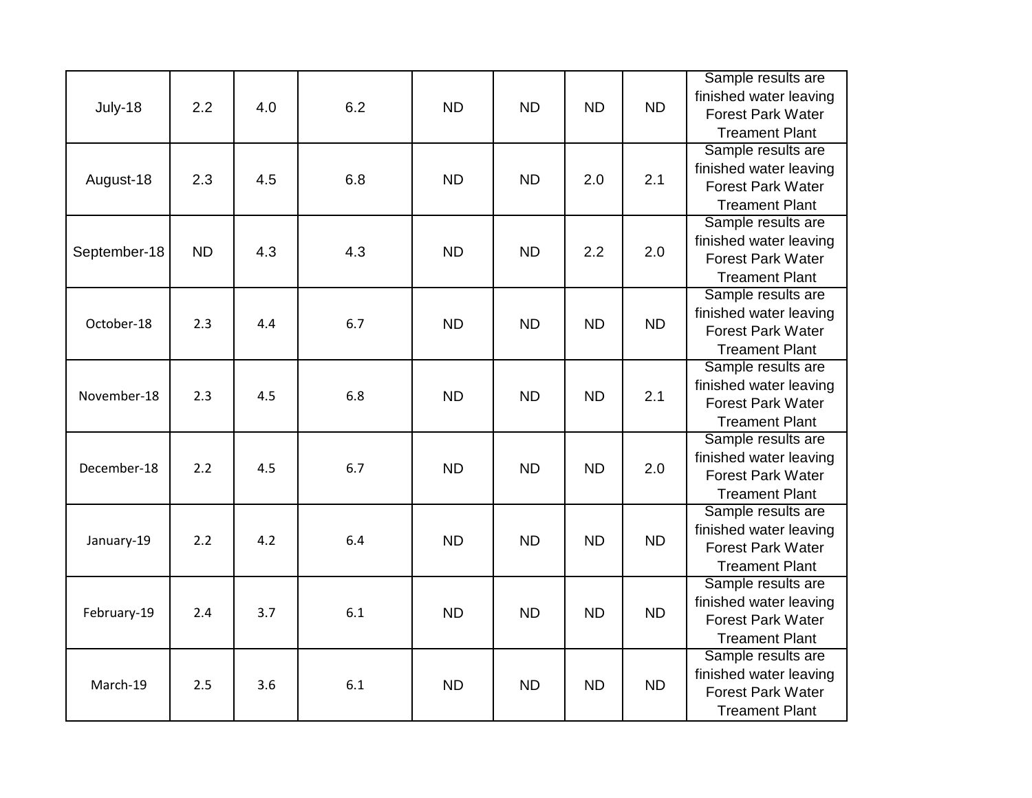| | | | | | | | | |
|---|---|---|---|---|---|---|---|---|
| July-18 | 2.2 | 4.0 | 6.2 | ND | ND | ND | ND | Sample results are finished water leaving Forest Park Water Treament Plant |
| August-18 | 2.3 | 4.5 | 6.8 | ND | ND | 2.0 | 2.1 | Sample results are finished water leaving Forest Park Water Treament Plant |
| September-18 | ND | 4.3 | 4.3 | ND | ND | 2.2 | 2.0 | Sample results are finished water leaving Forest Park Water Treament Plant |
| October-18 | 2.3 | 4.4 | 6.7 | ND | ND | ND | ND | Sample results are finished water leaving Forest Park Water Treament Plant |
| November-18 | 2.3 | 4.5 | 6.8 | ND | ND | ND | 2.1 | Sample results are finished water leaving Forest Park Water Treament Plant |
| December-18 | 2.2 | 4.5 | 6.7 | ND | ND | ND | 2.0 | Sample results are finished water leaving Forest Park Water Treament Plant |
| January-19 | 2.2 | 4.2 | 6.4 | ND | ND | ND | ND | Sample results are finished water leaving Forest Park Water Treament Plant |
| February-19 | 2.4 | 3.7 | 6.1 | ND | ND | ND | ND | Sample results are finished water leaving Forest Park Water Treament Plant |
| March-19 | 2.5 | 3.6 | 6.1 | ND | ND | ND | ND | Sample results are finished water leaving Forest Park Water Treament Plant |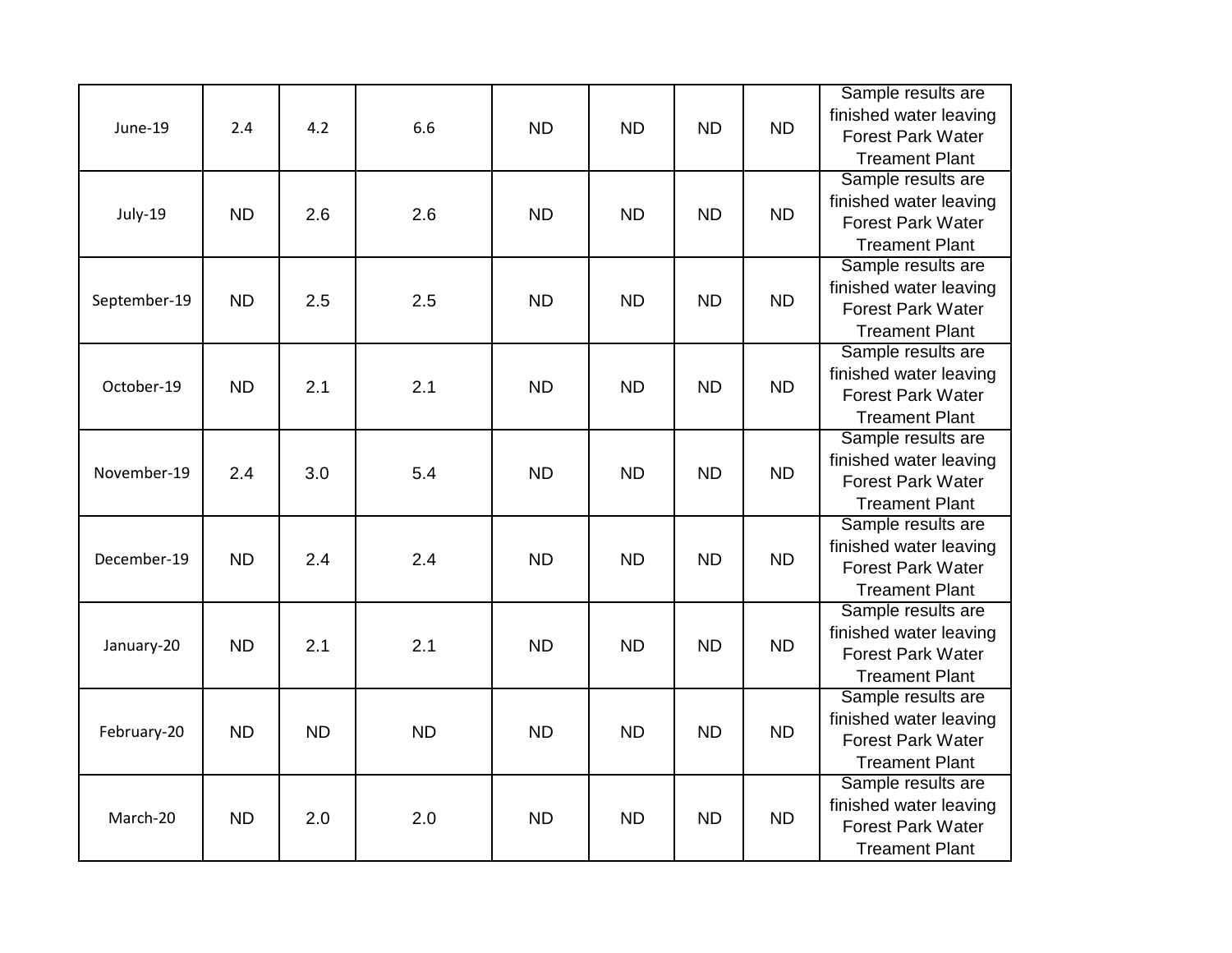| | | | | | | | | |
|---|---|---|---|---|---|---|---|---|
| June-19 | 2.4 | 4.2 | 6.6 | ND | ND | ND | ND | Sample results are finished water leaving Forest Park Water Treament Plant |
| July-19 | ND | 2.6 | 2.6 | ND | ND | ND | ND | Sample results are finished water leaving Forest Park Water Treament Plant |
| September-19 | ND | 2.5 | 2.5 | ND | ND | ND | ND | Sample results are finished water leaving Forest Park Water Treament Plant |
| October-19 | ND | 2.1 | 2.1 | ND | ND | ND | ND | Sample results are finished water leaving Forest Park Water Treament Plant |
| November-19 | 2.4 | 3.0 | 5.4 | ND | ND | ND | ND | Sample results are finished water leaving Forest Park Water Treament Plant |
| December-19 | ND | 2.4 | 2.4 | ND | ND | ND | ND | Sample results are finished water leaving Forest Park Water Treament Plant |
| January-20 | ND | 2.1 | 2.1 | ND | ND | ND | ND | Sample results are finished water leaving Forest Park Water Treament Plant |
| February-20 | ND | ND | ND | ND | ND | ND | ND | Sample results are finished water leaving Forest Park Water Treament Plant |
| March-20 | ND | 2.0 | 2.0 | ND | ND | ND | ND | Sample results are finished water leaving Forest Park Water Treament Plant |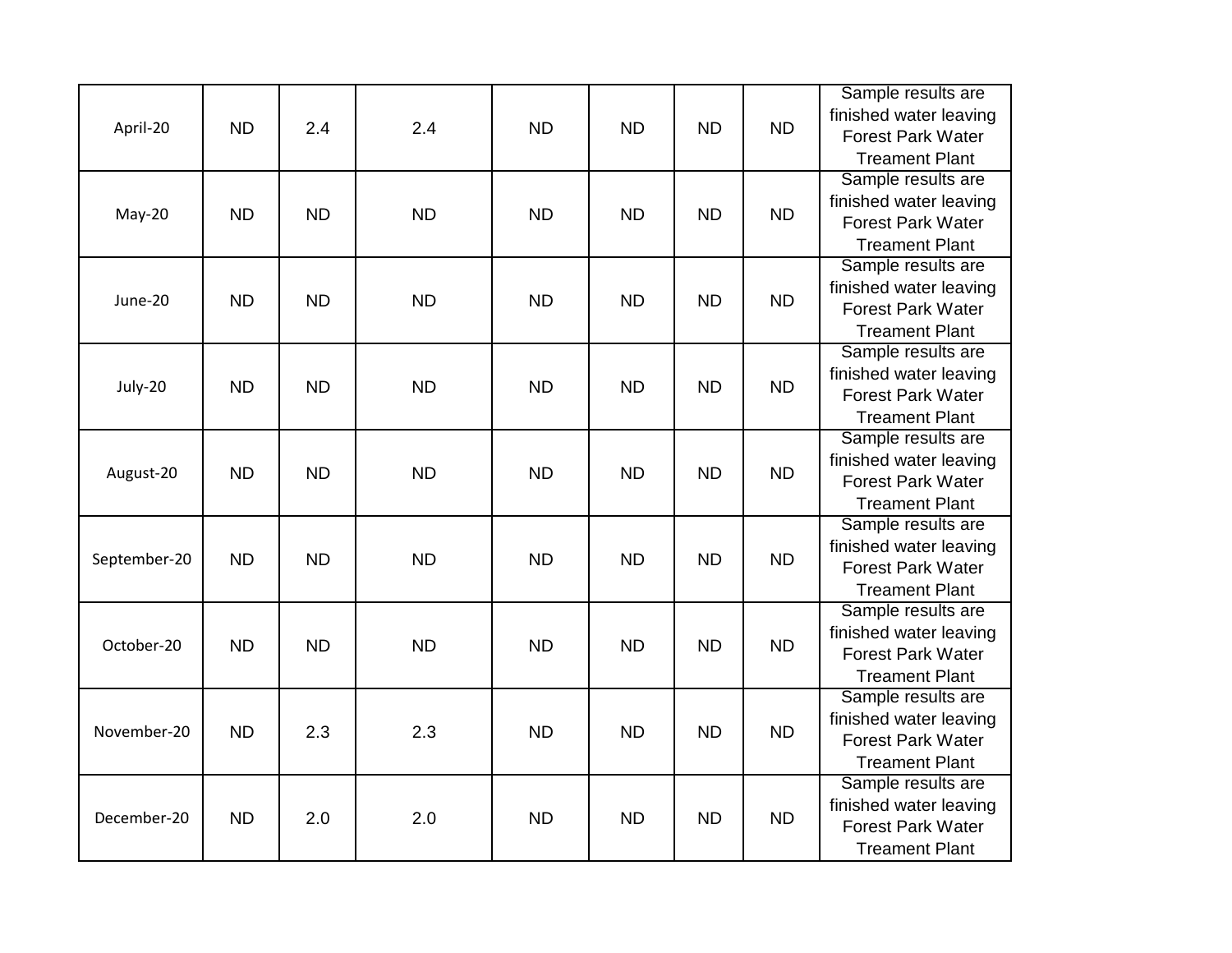| | | | | | | | | |
|---|---|---|---|---|---|---|---|---|
| April-20 | ND | 2.4 | 2.4 | ND | ND | ND | ND | Sample results are finished water leaving Forest Park Water Treament Plant |
| May-20 | ND | ND | ND | ND | ND | ND | ND | Sample results are finished water leaving Forest Park Water Treament Plant |
| June-20 | ND | ND | ND | ND | ND | ND | ND | Sample results are finished water leaving Forest Park Water Treament Plant |
| July-20 | ND | ND | ND | ND | ND | ND | ND | Sample results are finished water leaving Forest Park Water Treament Plant |
| August-20 | ND | ND | ND | ND | ND | ND | ND | Sample results are finished water leaving Forest Park Water Treament Plant |
| September-20 | ND | ND | ND | ND | ND | ND | ND | Sample results are finished water leaving Forest Park Water Treament Plant |
| October-20 | ND | ND | ND | ND | ND | ND | ND | Sample results are finished water leaving Forest Park Water Treament Plant |
| November-20 | ND | 2.3 | 2.3 | ND | ND | ND | ND | Sample results are finished water leaving Forest Park Water Treament Plant |
| December-20 | ND | 2.0 | 2.0 | ND | ND | ND | ND | Sample results are finished water leaving Forest Park Water Treament Plant |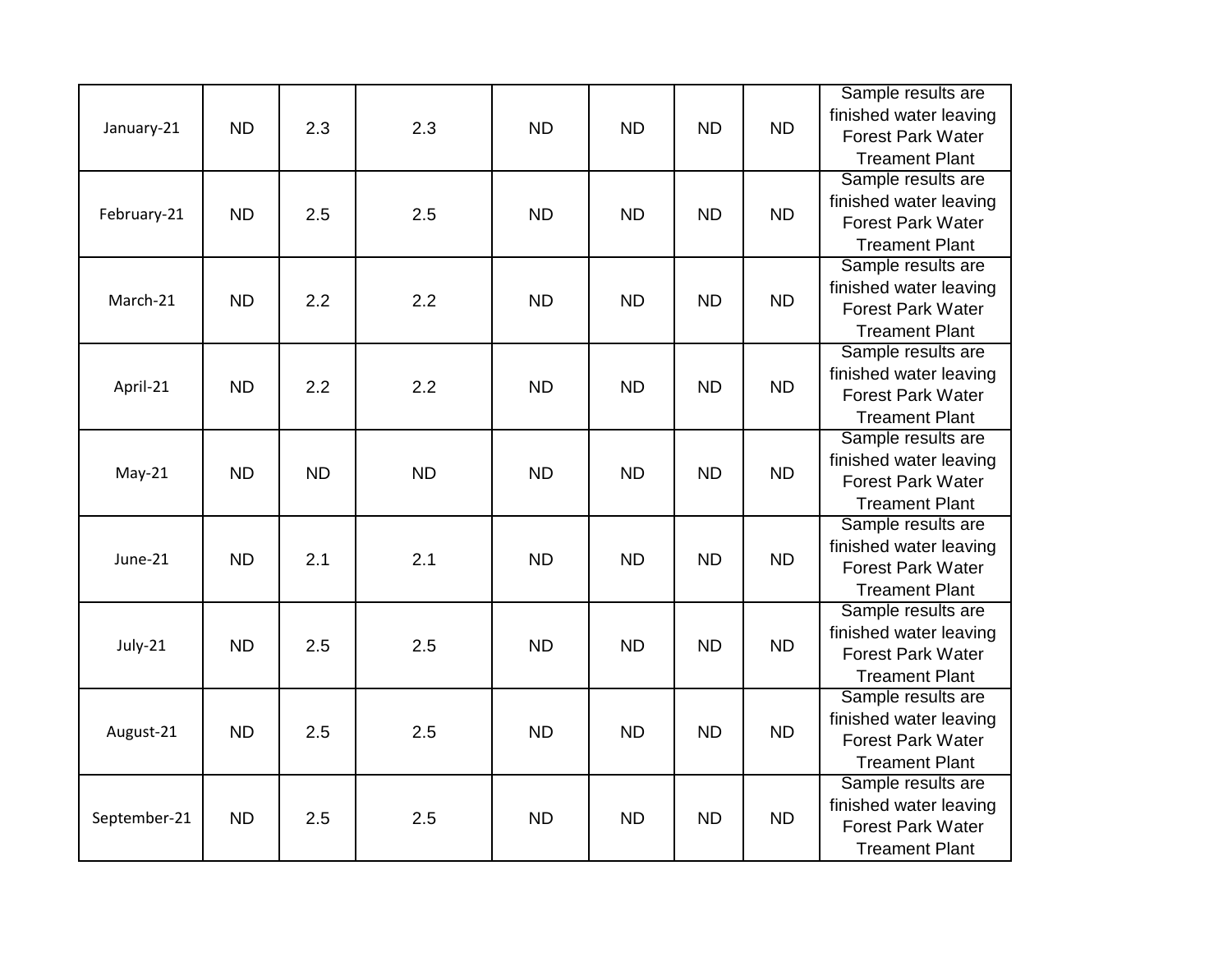| | | | | | | | | |
|---|---|---|---|---|---|---|---|---|
| January-21 | ND | 2.3 | 2.3 | ND | ND | ND | ND | Sample results are finished water leaving Forest Park Water Treament Plant |
| February-21 | ND | 2.5 | 2.5 | ND | ND | ND | ND | Sample results are finished water leaving Forest Park Water Treament Plant |
| March-21 | ND | 2.2 | 2.2 | ND | ND | ND | ND | Sample results are finished water leaving Forest Park Water Treament Plant |
| April-21 | ND | 2.2 | 2.2 | ND | ND | ND | ND | Sample results are finished water leaving Forest Park Water Treament Plant |
| May-21 | ND | ND | ND | ND | ND | ND | ND | Sample results are finished water leaving Forest Park Water Treament Plant |
| June-21 | ND | 2.1 | 2.1 | ND | ND | ND | ND | Sample results are finished water leaving Forest Park Water Treament Plant |
| July-21 | ND | 2.5 | 2.5 | ND | ND | ND | ND | Sample results are finished water leaving Forest Park Water Treament Plant |
| August-21 | ND | 2.5 | 2.5 | ND | ND | ND | ND | Sample results are finished water leaving Forest Park Water Treament Plant |
| September-21 | ND | 2.5 | 2.5 | ND | ND | ND | ND | Sample results are finished water leaving Forest Park Water Treament Plant |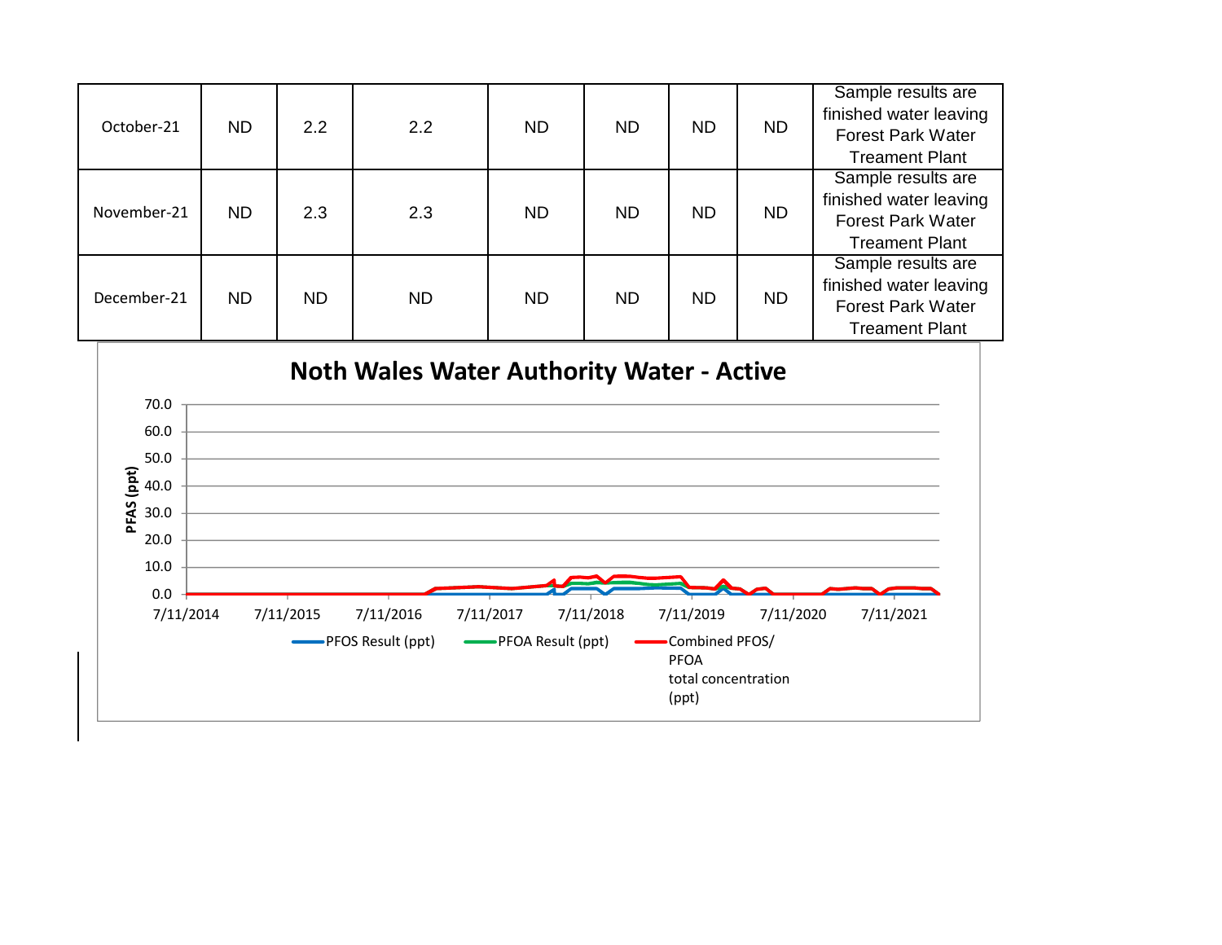| | | | | | | | | |
|---|---|---|---|---|---|---|---|---|
| October-21 | ND | 2.2 | 2.2 | ND | ND | ND | ND | Sample results are finished water leaving Forest Park Water Treament Plant |
| November-21 | ND | 2.3 | 2.3 | ND | ND | ND | ND | Sample results are finished water leaving Forest Park Water Treament Plant |
| December-21 | ND | ND | ND | ND | ND | ND | ND | Sample results are finished water leaving Forest Park Water Treament Plant |

Noth Wales Water Authority Water - Active

PFAS (ppt)

70.0
60.0
50.0
40.0
30.0
20.0
10.0
0.0

7/11/2014
7/11/2015
7/11/2016
7/11/2017
7/11/2018
7/11/2019
7/11/2020
7/11/2021

PFOS Result (ppt)
PFOA Result (ppt)
Combined PFOS/ PFOA total concentration (ppt)